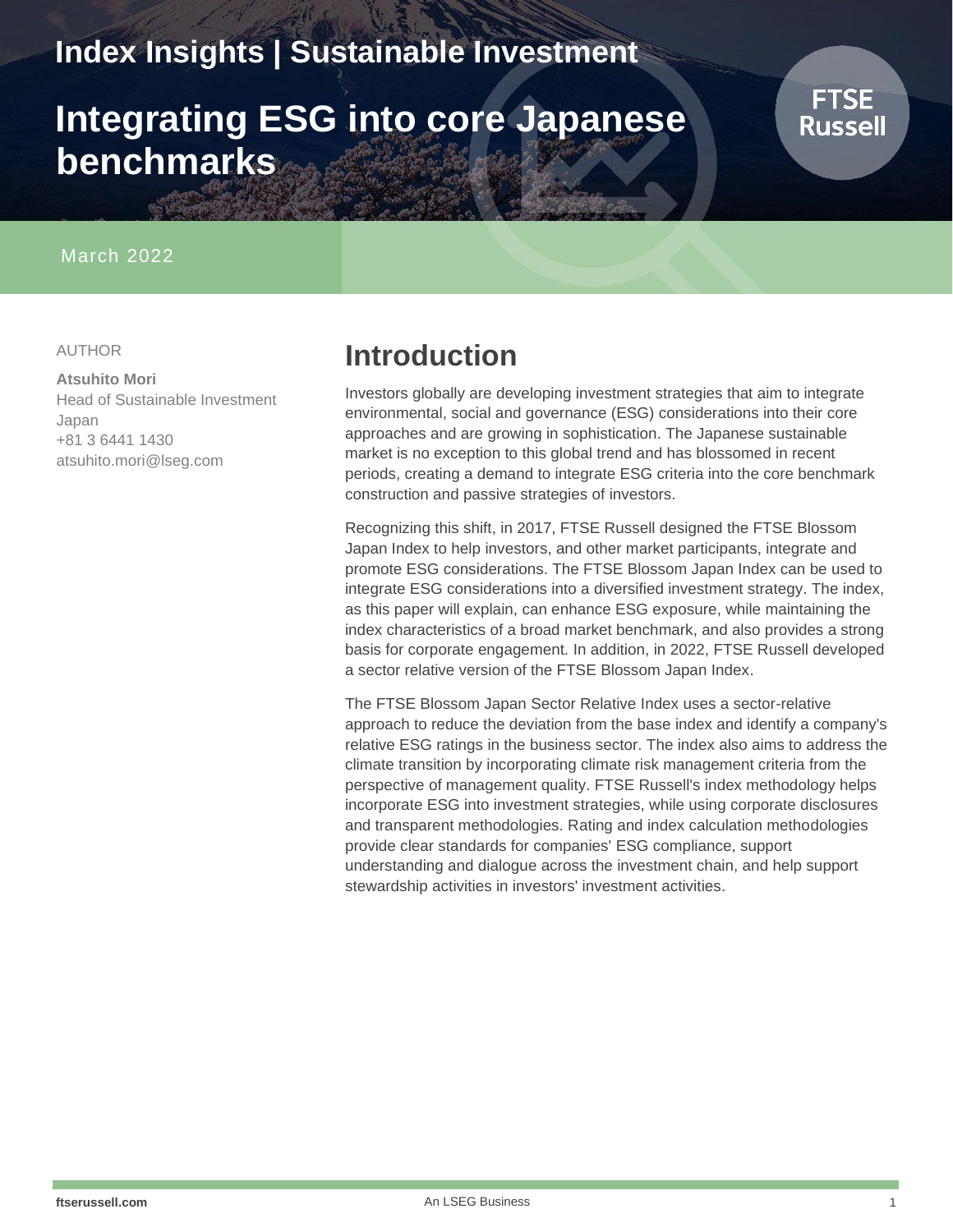Index Insights | Sustainable Investment

# Integrating ESG into core Japanese benchmarks

March 2022

AUTHOR

**Atsuhito Mori**
Head of Sustainable Investment Japan
+81 3 6441 1430
atsuhito.mori@lseg.com

## Introduction

Investors globally are developing investment strategies that aim to integrate environmental, social and governance (ESG) considerations into their core approaches and are growing in sophistication. The Japanese sustainable market is no exception to this global trend and has blossomed in recent periods, creating a demand to integrate ESG criteria into the core benchmark construction and passive strategies of investors.

Recognizing this shift, in 2017, FTSE Russell designed the FTSE Blossom Japan Index to help investors, and other market participants, integrate and promote ESG considerations. The FTSE Blossom Japan Index can be used to integrate ESG considerations into a diversified investment strategy. The index, as this paper will explain, can enhance ESG exposure, while maintaining the index characteristics of a broad market benchmark, and also provides a strong basis for corporate engagement. In addition, in 2022, FTSE Russell developed a sector relative version of the FTSE Blossom Japan Index.

The FTSE Blossom Japan Sector Relative Index uses a sector-relative approach to reduce the deviation from the base index and identify a company's relative ESG ratings in the business sector. The index also aims to address the climate transition by incorporating climate risk management criteria from the perspective of management quality. FTSE Russell's index methodology helps incorporate ESG into investment strategies, while using corporate disclosures and transparent methodologies. Rating and index calculation methodologies provide clear standards for companies' ESG compliance, support understanding and dialogue across the investment chain, and help support stewardship activities in investors' investment activities.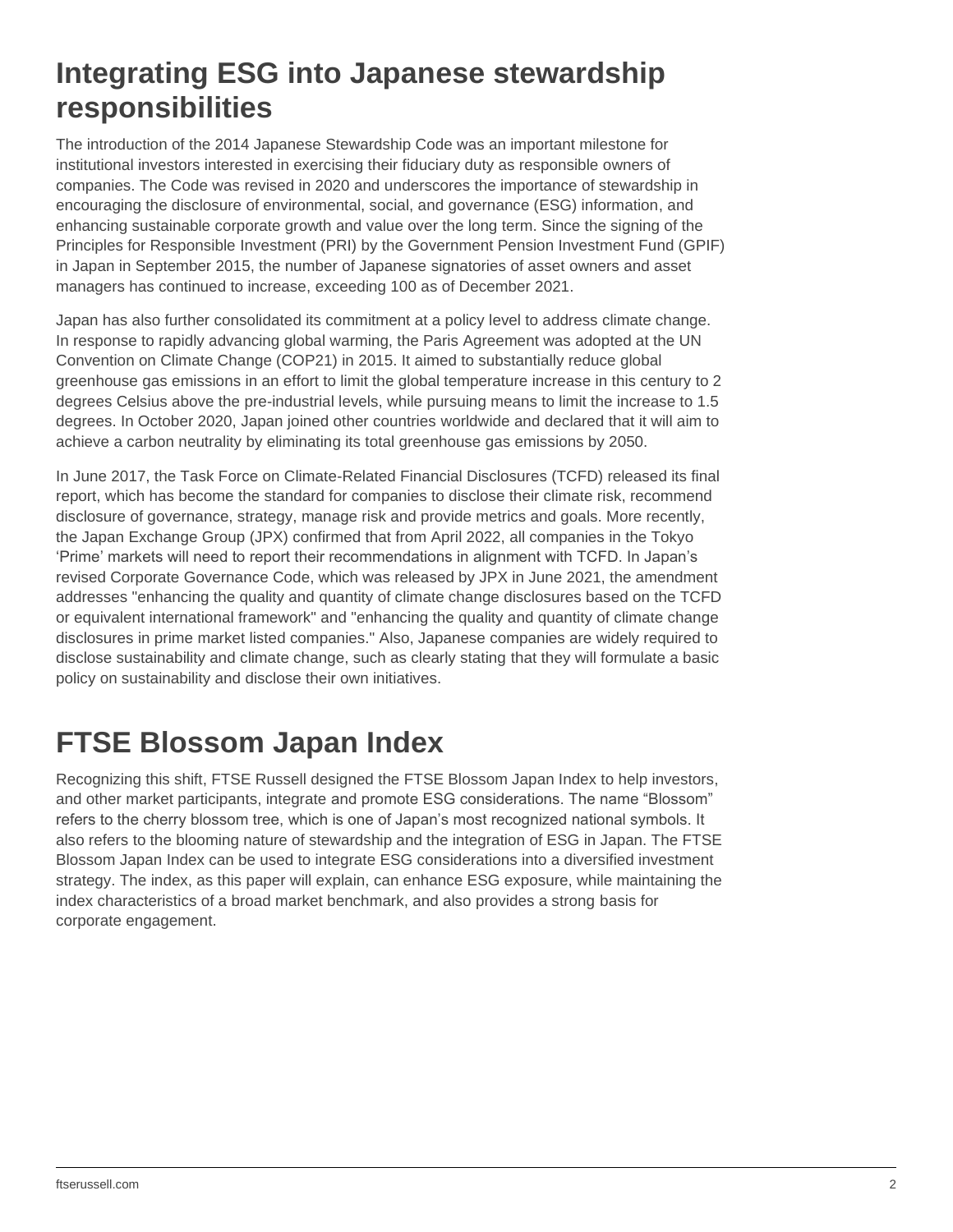## Integrating ESG into Japanese stewardship responsibilities

The introduction of the 2014 Japanese Stewardship Code was an important milestone for institutional investors interested in exercising their fiduciary duty as responsible owners of companies. The Code was revised in 2020 and underscores the importance of stewardship in encouraging the disclosure of environmental, social, and governance (ESG) information, and enhancing sustainable corporate growth and value over the long term. Since the signing of the Principles for Responsible Investment (PRI) by the Government Pension Investment Fund (GPIF) in Japan in September 2015, the number of Japanese signatories of asset owners and asset managers has continued to increase, exceeding 100 as of December 2021.

Japan has also further consolidated its commitment at a policy level to address climate change. In response to rapidly advancing global warming, the Paris Agreement was adopted at the UN Convention on Climate Change (COP21) in 2015. It aimed to substantially reduce global greenhouse gas emissions in an effort to limit the global temperature increase in this century to 2 degrees Celsius above the pre-industrial levels, while pursuing means to limit the increase to 1.5 degrees. In October 2020, Japan joined other countries worldwide and declared that it will aim to achieve a carbon neutrality by eliminating its total greenhouse gas emissions by 2050.

In June 2017, the Task Force on Climate-Related Financial Disclosures (TCFD) released its final report, which has become the standard for companies to disclose their climate risk, recommend disclosure of governance, strategy, manage risk and provide metrics and goals. More recently, the Japan Exchange Group (JPX) confirmed that from April 2022, all companies in the Tokyo 'Prime' markets will need to report their recommendations in alignment with TCFD. In Japan's revised Corporate Governance Code, which was released by JPX in June 2021, the amendment addresses "enhancing the quality and quantity of climate change disclosures based on the TCFD or equivalent international framework" and "enhancing the quality and quantity of climate change disclosures in prime market listed companies." Also, Japanese companies are widely required to disclose sustainability and climate change, such as clearly stating that they will formulate a basic policy on sustainability and disclose their own initiatives.

## FTSE Blossom Japan Index

Recognizing this shift, FTSE Russell designed the FTSE Blossom Japan Index to help investors, and other market participants, integrate and promote ESG considerations. The name "Blossom" refers to the cherry blossom tree, which is one of Japan's most recognized national symbols. It also refers to the blooming nature of stewardship and the integration of ESG in Japan. The FTSE Blossom Japan Index can be used to integrate ESG considerations into a diversified investment strategy. The index, as this paper will explain, can enhance ESG exposure, while maintaining the index characteristics of a broad market benchmark, and also provides a strong basis for corporate engagement.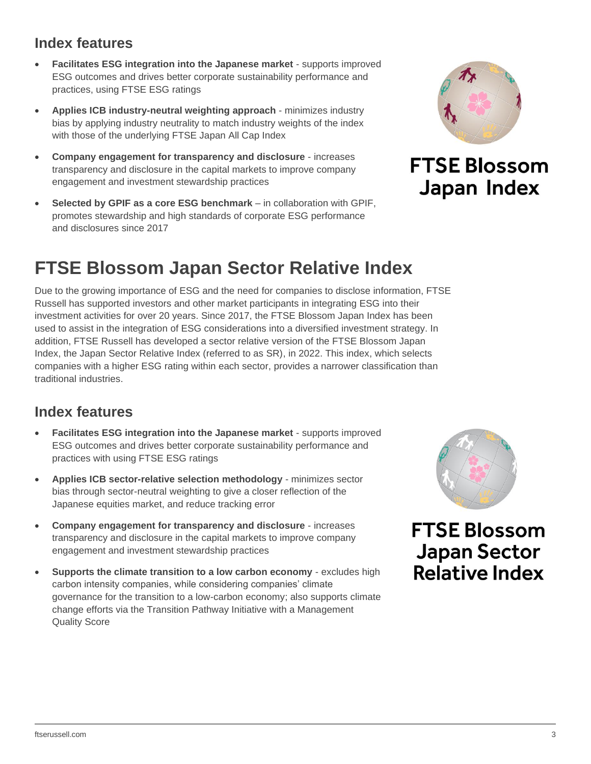## Index features

- **Facilitates ESG integration into the Japanese market** - supports improved ESG outcomes and drives better corporate sustainability performance and practices, using FTSE ESG ratings
- **Applies ICB industry-neutral weighting approach** - minimizes industry bias by applying industry neutrality to match industry weights of the index with those of the underlying FTSE Japan All Cap Index
- **Company engagement for transparency and disclosure** - increases transparency and disclosure in the capital markets to improve company engagement and investment stewardship practices
- **Selected by GPIF as a core ESG benchmark** – in collaboration with GPIF, promotes stewardship and high standards of corporate ESG performance and disclosures since 2017

FTSE Blossom Japan Index

# FTSE Blossom Japan Sector Relative Index

Due to the growing importance of ESG and the need for companies to disclose information, FTSE Russell has supported investors and other market participants in integrating ESG into their investment activities for over 20 years. Since 2017, the FTSE Blossom Japan Index has been used to assist in the integration of ESG considerations into a diversified investment strategy. In addition, FTSE Russell has developed a sector relative version of the FTSE Blossom Japan Index, the Japan Sector Relative Index (referred to as SR), in 2022. This index, which selects companies with a higher ESG rating within each sector, provides a narrower classification than traditional industries.

## Index features

- **Facilitates ESG integration into the Japanese market** - supports improved ESG outcomes and drives better corporate sustainability performance and practices with using FTSE ESG ratings
- **Applies ICB sector-relative selection methodology** - minimizes sector bias through sector-neutral weighting to give a closer reflection of the Japanese equities market, and reduce tracking error
- **Company engagement for transparency and disclosure** - increases transparency and disclosure in the capital markets to improve company engagement and investment stewardship practices
- **Supports the climate transition to a low carbon economy** - excludes high carbon intensity companies, while considering companies' climate governance for the transition to a low-carbon economy; also supports climate change efforts via the Transition Pathway Initiative with a Management Quality Score

FTSE Blossom Japan Sector Relative Index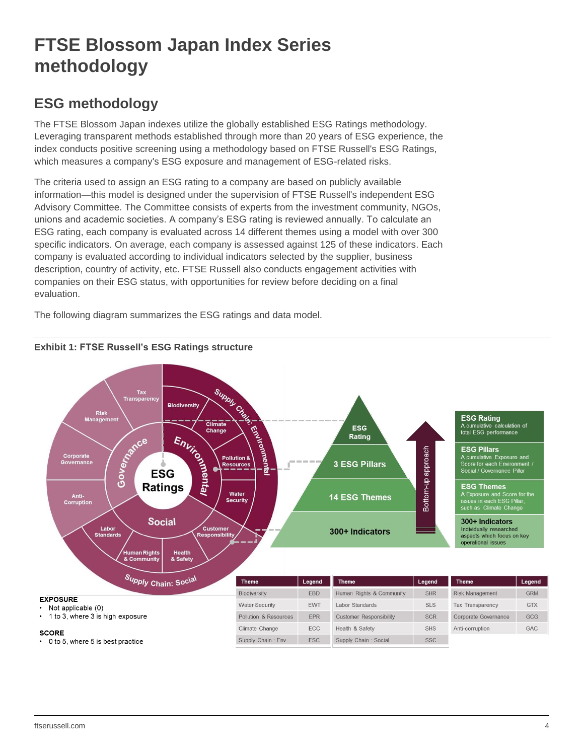# FTSE Blossom Japan Index Series methodology

## ESG methodology

The FTSE Blossom Japan indexes utilize the globally established ESG Ratings methodology. Leveraging transparent methods established through more than 20 years of ESG experience, the index conducts positive screening using a methodology based on FTSE Russell's ESG Ratings, which measures a company's ESG exposure and management of ESG-related risks.

The criteria used to assign an ESG rating to a company are based on publicly available information—this model is designed under the supervision of FTSE Russell's independent ESG Advisory Committee. The Committee consists of experts from the investment community, NGOs, unions and academic societies. A company's ESG rating is reviewed annually. To calculate an ESG rating, each company is evaluated across 14 different themes using a model with over 300 specific indicators. On average, each company is assessed against 125 of these indicators. Each company is evaluated according to individual indicators selected by the supplier, business description, country of activity, etc. FTSE Russell also conducts engagement activities with companies on their ESG status, with opportunities for review before deciding on a final evaluation.

The following diagram summarizes the ESG ratings and data model.

**Exhibit 1: FTSE Russell's ESG Ratings structure**

ESG Ratings: Environmental (Biodiversity, Climate Change, Pollution & Resources, Water Security, Supply Chain: Environmental); Social (Customer Responsibility, Health & Safety, Human Rights & Community, Labor Standards, Supply Chain: Social); Governance (Anti-Corruption, Corporate Governance, Risk Management, Tax Transparency).

Bottom-up approach:

- **ESG Rating** – A cumulative calculation of total ESG performance
- **ESG Pillars** (3 ESG Pillars) – A cumulative Exposure and Score for each Environment / Social / Governance Pillar
- **ESG Themes** (14 ESG Themes) – A Exposure and Score for the issues in each ESG Pillar, such as Climate Change
- **300+ Indicators** – Individually researched aspects which focus on key operational issues

**EXPOSURE**
- Not applicable (0)
- 1 to 3, where 3 is high exposure

**SCORE**
- 0 to 5, where 5 is best practice

| Theme | Legend | Theme | Legend | Theme | Legend |
|---|---|---|---|---|---|
| Biodiversity | EBD | Human Rights & Community | SHR | Risk Management | GRM |
| Water Security | EWT | Labor Standards | SLS | Tax Transparency | GTX |
| Pollution & Resources | EPR | Customer Responsibility | SCR | Corporate Governance | GCG |
| Climate Change | ECC | Health & Safety | SHS | Anti-corruption | GAC |
| Supply Chain : Env | ESC | Supply Chain : Social | SSC | | |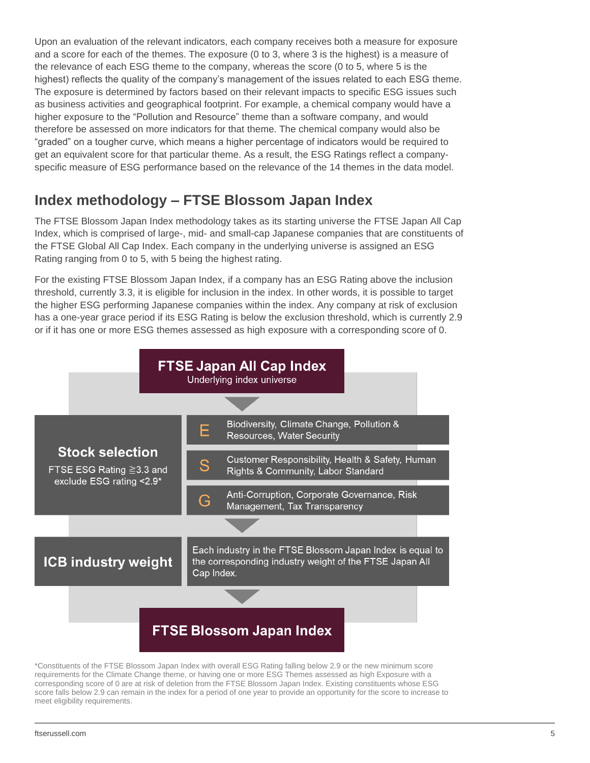Upon an evaluation of the relevant indicators, each company receives both a measure for exposure and a score for each of the themes. The exposure (0 to 3, where 3 is the highest) is a measure of the relevance of each ESG theme to the company, whereas the score (0 to 5, where 5 is the highest) reflects the quality of the company's management of the issues related to each ESG theme. The exposure is determined by factors based on their relevant impacts to specific ESG issues such as business activities and geographical footprint. For example, a chemical company would have a higher exposure to the "Pollution and Resource" theme than a software company, and would therefore be assessed on more indicators for that theme. The chemical company would also be "graded" on a tougher curve, which means a higher percentage of indicators would be required to get an equivalent score for that particular theme. As a result, the ESG Ratings reflect a company-specific measure of ESG performance based on the relevance of the 14 themes in the data model.

## Index methodology – FTSE Blossom Japan Index

The FTSE Blossom Japan Index methodology takes as its starting universe the FTSE Japan All Cap Index, which is comprised of large-, mid- and small-cap Japanese companies that are constituents of the FTSE Global All Cap Index. Each company in the underlying universe is assigned an ESG Rating ranging from 0 to 5, with 5 being the highest rating.

For the existing FTSE Blossom Japan Index, if a company has an ESG Rating above the inclusion threshold, currently 3.3, it is eligible for inclusion in the index. In other words, it is possible to target the higher ESG performing Japanese companies within the index. Any company at risk of exclusion has a one-year grace period if its ESG Rating is below the exclusion threshold, which is currently 2.9 or if it has one or more ESG themes assessed as high exposure with a corresponding score of 0.

**FTSE Japan All Cap Index**
Underlying index universe

| | | |
|---|---|---|
| **Stock selection** FTSE ESG Rating ≧3.3 and exclude ESG rating <2.9* | E | Biodiversity, Climate Change, Pollution & Resources, Water Security |
| | S | Customer Responsibility, Health & Safety, Human Rights & Community, Labor Standard |
| | G | Anti-Corruption, Corporate Governance, Risk Management, Tax Transparency |
| **ICB industry weight** | | Each industry in the FTSE Blossom Japan Index is equal to the corresponding industry weight of the FTSE Japan All Cap Index. |

**FTSE Blossom Japan Index**

*Constituents of the FTSE Blossom Japan Index with overall ESG Rating falling below 2.9 or the new minimum score requirements for the Climate Change theme, or having one or more ESG Themes assessed as high Exposure with a corresponding score of 0 are at risk of deletion from the FTSE Blossom Japan Index. Existing constituents whose ESG score falls below 2.9 can remain in the index for a period of one year to provide an opportunity for the score to increase to meet eligibility requirements.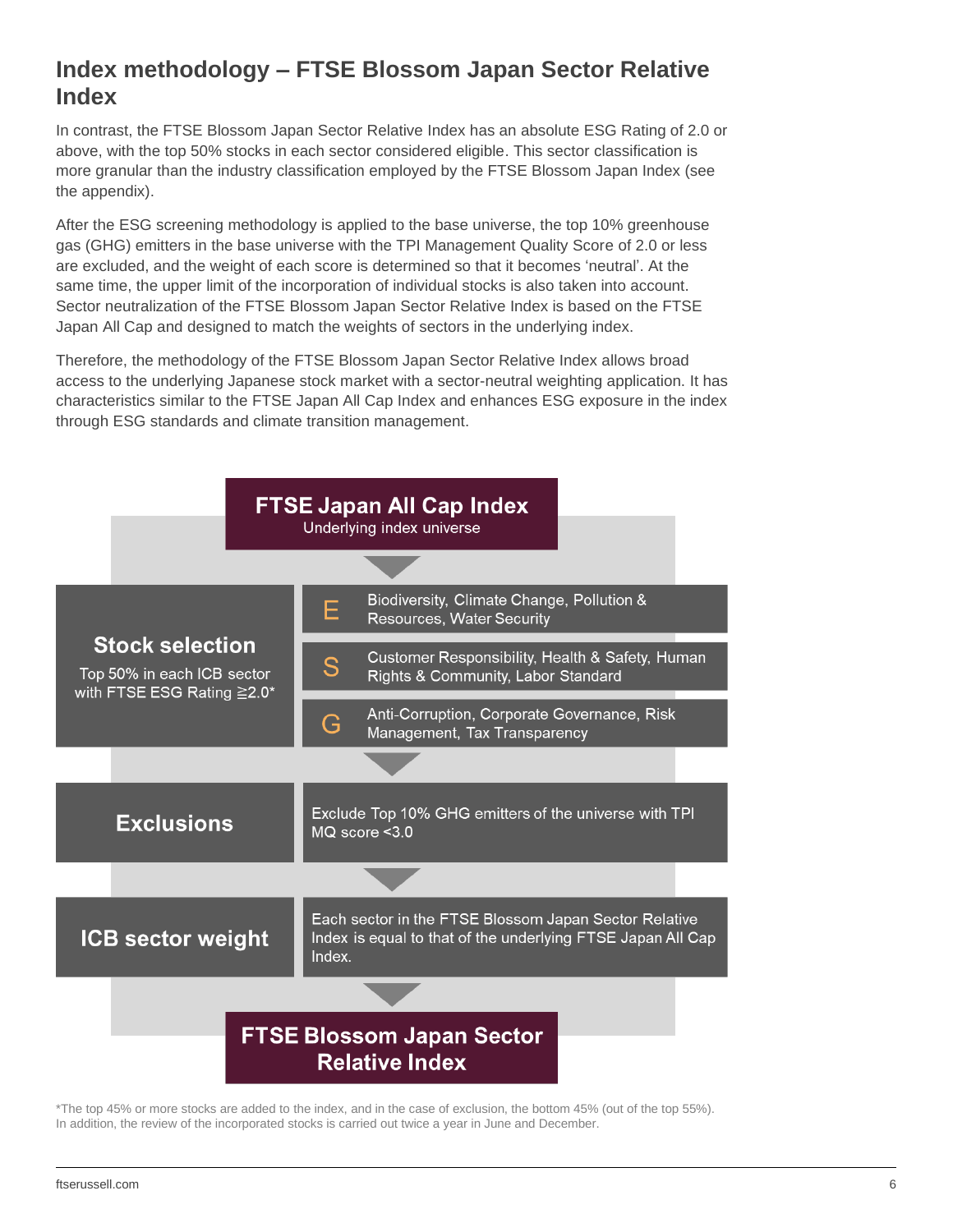## Index methodology – FTSE Blossom Japan Sector Relative Index

In contrast, the FTSE Blossom Japan Sector Relative Index has an absolute ESG Rating of 2.0 or above, with the top 50% stocks in each sector considered eligible. This sector classification is more granular than the industry classification employed by the FTSE Blossom Japan Index (see the appendix).

After the ESG screening methodology is applied to the base universe, the top 10% greenhouse gas (GHG) emitters in the base universe with the TPI Management Quality Score of 2.0 or less are excluded, and the weight of each score is determined so that it becomes 'neutral'. At the same time, the upper limit of the incorporation of individual stocks is also taken into account. Sector neutralization of the FTSE Blossom Japan Sector Relative Index is based on the FTSE Japan All Cap and designed to match the weights of sectors in the underlying index.

Therefore, the methodology of the FTSE Blossom Japan Sector Relative Index allows broad access to the underlying Japanese stock market with a sector-neutral weighting application. It has characteristics similar to the FTSE Japan All Cap Index and enhances ESG exposure in the index through ESG standards and climate transition management.

**FTSE Japan All Cap Index**
Underlying index universe

| | |
|---|---|
| **Stock selection**<br>Top 50% in each ICB sector with FTSE ESG Rating ≧2.0* | **E** – Biodiversity, Climate Change, Pollution & Resources, Water Security<br>**S** – Customer Responsibility, Health & Safety, Human Rights & Community, Labor Standard<br>**G** – Anti-Corruption, Corporate Governance, Risk Management, Tax Transparency |
| **Exclusions** | Exclude Top 10% GHG emitters of the universe with TPI MQ score <3.0 |
| **ICB sector weight** | Each sector in the FTSE Blossom Japan Sector Relative Index is equal to that of the underlying FTSE Japan All Cap Index. |

**FTSE Blossom Japan Sector Relative Index**

*The top 45% or more stocks are added to the index, and in the case of exclusion, the bottom 45% (out of the top 55%). In addition, the review of the incorporated stocks is carried out twice a year in June and December.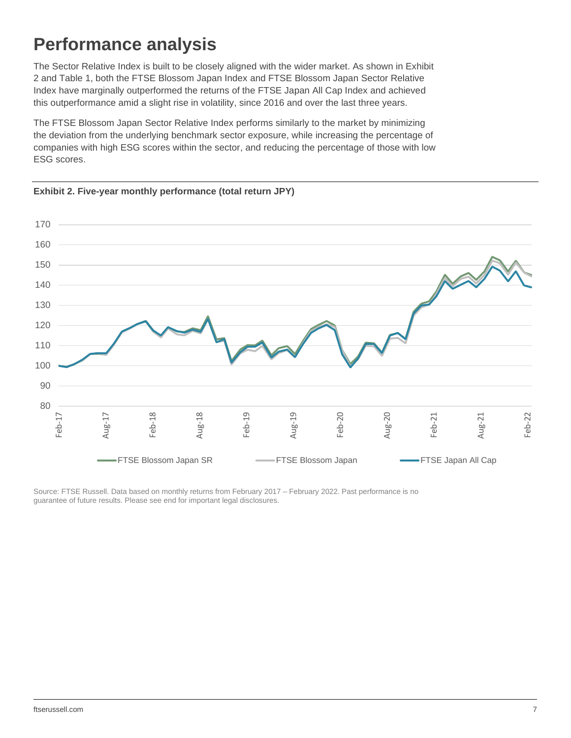# Performance analysis

The Sector Relative Index is built to be closely aligned with the wider market. As shown in Exhibit 2 and Table 1, both the FTSE Blossom Japan Index and FTSE Blossom Japan Sector Relative Index have marginally outperformed the returns of the FTSE Japan All Cap Index and achieved this outperformance amid a slight rise in volatility, since 2016 and over the last three years.

The FTSE Blossom Japan Sector Relative Index performs similarly to the market by minimizing the deviation from the underlying benchmark sector exposure, while increasing the percentage of companies with high ESG scores within the sector, and reducing the percentage of those with low ESG scores.

**Exhibit 2. Five-year monthly performance (total return JPY)**

Source: FTSE Russell. Data based on monthly returns from February 2017 – February 2022. Past performance is no guarantee of future results. Please see end for important legal disclosures.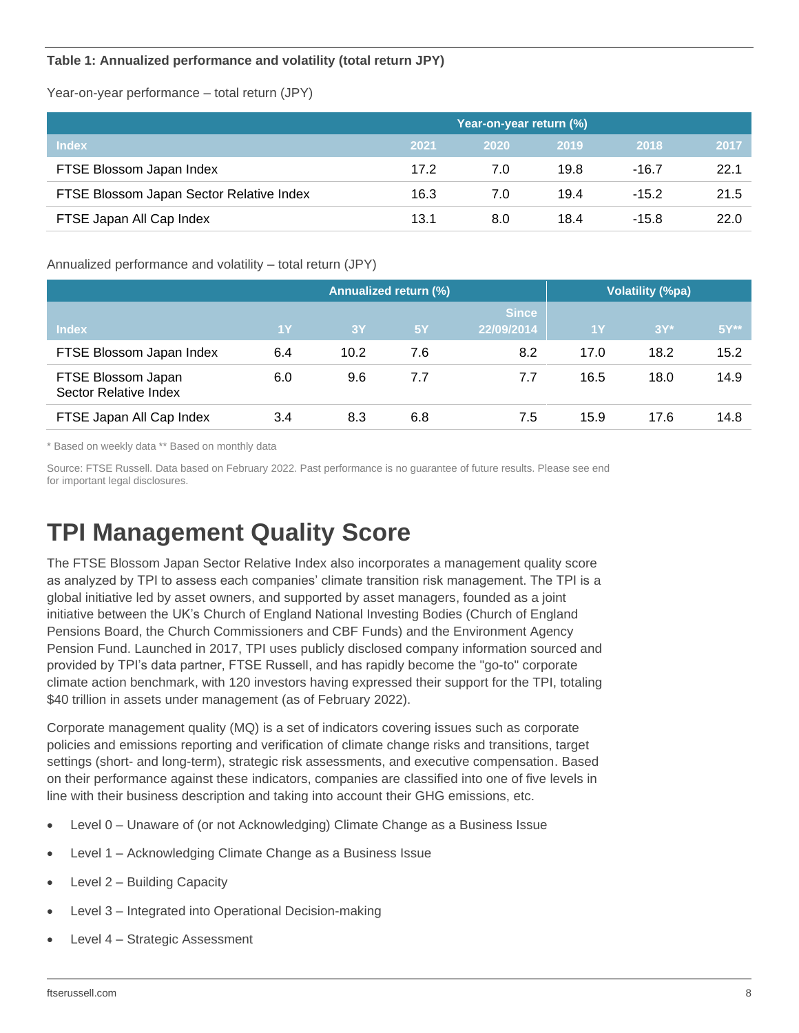**Table 1: Annualized performance and volatility (total return JPY)**

Year-on-year performance – total return (JPY)

| | Year-on-year return (%) | | | | |
|---|---|---|---|---|---|
| Index | 2021 | 2020 | 2019 | 2018 | 2017 |
| FTSE Blossom Japan Index | 17.2 | 7.0 | 19.8 | -16.7 | 22.1 |
| FTSE Blossom Japan Sector Relative Index | 16.3 | 7.0 | 19.4 | -15.2 | 21.5 |
| FTSE Japan All Cap Index | 13.1 | 8.0 | 18.4 | -15.8 | 22.0 |

Annualized performance and volatility – total return (JPY)

| | Annualized return (%) | | | | Volatility (%pa) | | |
|---|---|---|---|---|---|---|---|
| Index | 1Y | 3Y | 5Y | Since 22/09/2014 | 1Y | 3Y* | 5Y** |
| FTSE Blossom Japan Index | 6.4 | 10.2 | 7.6 | 8.2 | 17.0 | 18.2 | 15.2 |
| FTSE Blossom Japan Sector Relative Index | 6.0 | 9.6 | 7.7 | 7.7 | 16.5 | 18.0 | 14.9 |
| FTSE Japan All Cap Index | 3.4 | 8.3 | 6.8 | 7.5 | 15.9 | 17.6 | 14.8 |

\* Based on weekly data ** Based on monthly data

Source: FTSE Russell. Data based on February 2022. Past performance is no guarantee of future results. Please see end for important legal disclosures.

# TPI Management Quality Score

The FTSE Blossom Japan Sector Relative Index also incorporates a management quality score as analyzed by TPI to assess each companies' climate transition risk management. The TPI is a global initiative led by asset owners, and supported by asset managers, founded as a joint initiative between the UK's Church of England National Investing Bodies (Church of England Pensions Board, the Church Commissioners and CBF Funds) and the Environment Agency Pension Fund. Launched in 2017, TPI uses publicly disclosed company information sourced and provided by TPI's data partner, FTSE Russell, and has rapidly become the "go-to" corporate climate action benchmark, with 120 investors having expressed their support for the TPI, totaling $40 trillion in assets under management (as of February 2022).

Corporate management quality (MQ) is a set of indicators covering issues such as corporate policies and emissions reporting and verification of climate change risks and transitions, target settings (short- and long-term), strategic risk assessments, and executive compensation. Based on their performance against these indicators, companies are classified into one of five levels in line with their business description and taking into account their GHG emissions, etc.

- Level 0 – Unaware of (or not Acknowledging) Climate Change as a Business Issue
- Level 1 – Acknowledging Climate Change as a Business Issue
- Level 2 – Building Capacity
- Level 3 – Integrated into Operational Decision-making
- Level 4 – Strategic Assessment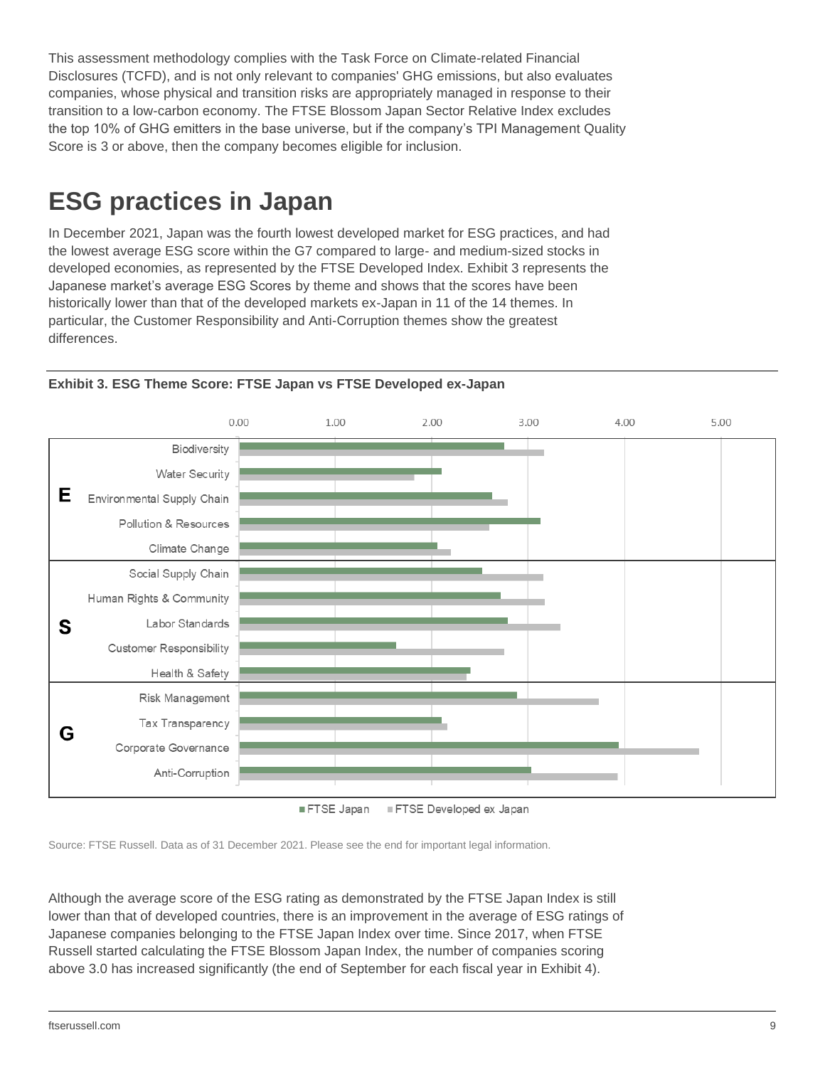This assessment methodology complies with the Task Force on Climate-related Financial Disclosures (TCFD), and is not only relevant to companies' GHG emissions, but also evaluates companies, whose physical and transition risks are appropriately managed in response to their transition to a low-carbon economy. The FTSE Blossom Japan Sector Relative Index excludes the top 10% of GHG emitters in the base universe, but if the company's TPI Management Quality Score is 3 or above, then the company becomes eligible for inclusion.

# ESG practices in Japan

In December 2021, Japan was the fourth lowest developed market for ESG practices, and had the lowest average ESG score within the G7 compared to large- and medium-sized stocks in developed economies, as represented by the FTSE Developed Index. Exhibit 3 represents the Japanese market's average ESG Scores by theme and shows that the scores have been historically lower than that of the developed markets ex-Japan in 11 of the 14 themes. In particular, the Customer Responsibility and Anti-Corruption themes show the greatest differences.

**Exhibit 3. ESG Theme Score: FTSE Japan vs FTSE Developed ex-Japan**

Source: FTSE Russell. Data as of 31 December 2021. Please see the end for important legal information.

Although the average score of the ESG rating as demonstrated by the FTSE Japan Index is still lower than that of developed countries, there is an improvement in the average of ESG ratings of Japanese companies belonging to the FTSE Japan Index over time. Since 2017, when FTSE Russell started calculating the FTSE Blossom Japan Index, the number of companies scoring above 3.0 has increased significantly (the end of September for each fiscal year in Exhibit 4).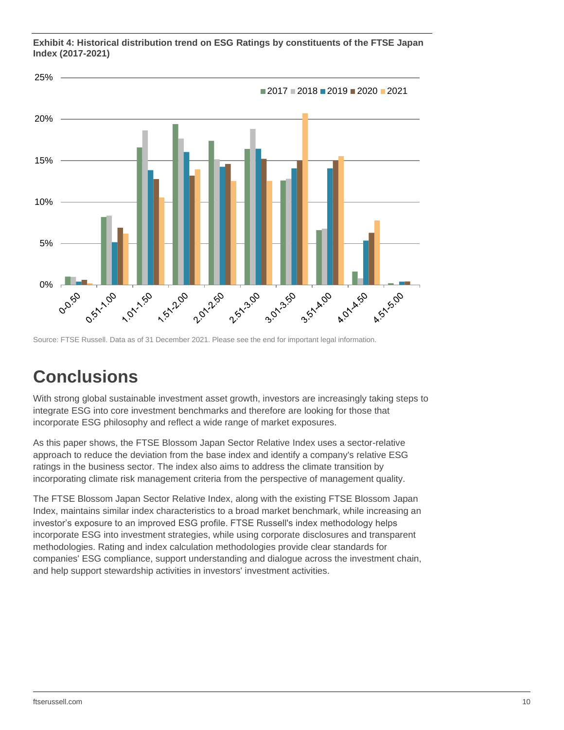**Exhibit 4: Historical distribution trend on ESG Ratings by constituents of the FTSE Japan Index (2017-2021)**

Source: FTSE Russell. Data as of 31 December 2021. Please see the end for important legal information.

# Conclusions

With strong global sustainable investment asset growth, investors are increasingly taking steps to integrate ESG into core investment benchmarks and therefore are looking for those that incorporate ESG philosophy and reflect a wide range of market exposures.

As this paper shows, the FTSE Blossom Japan Sector Relative Index uses a sector-relative approach to reduce the deviation from the base index and identify a company's relative ESG ratings in the business sector. The index also aims to address the climate transition by incorporating climate risk management criteria from the perspective of management quality.

The FTSE Blossom Japan Sector Relative Index, along with the existing FTSE Blossom Japan Index, maintains similar index characteristics to a broad market benchmark, while increasing an investor's exposure to an improved ESG profile. FTSE Russell's index methodology helps incorporate ESG into investment strategies, while using corporate disclosures and transparent methodologies. Rating and index calculation methodologies provide clear standards for companies' ESG compliance, support understanding and dialogue across the investment chain, and help support stewardship activities in investors' investment activities.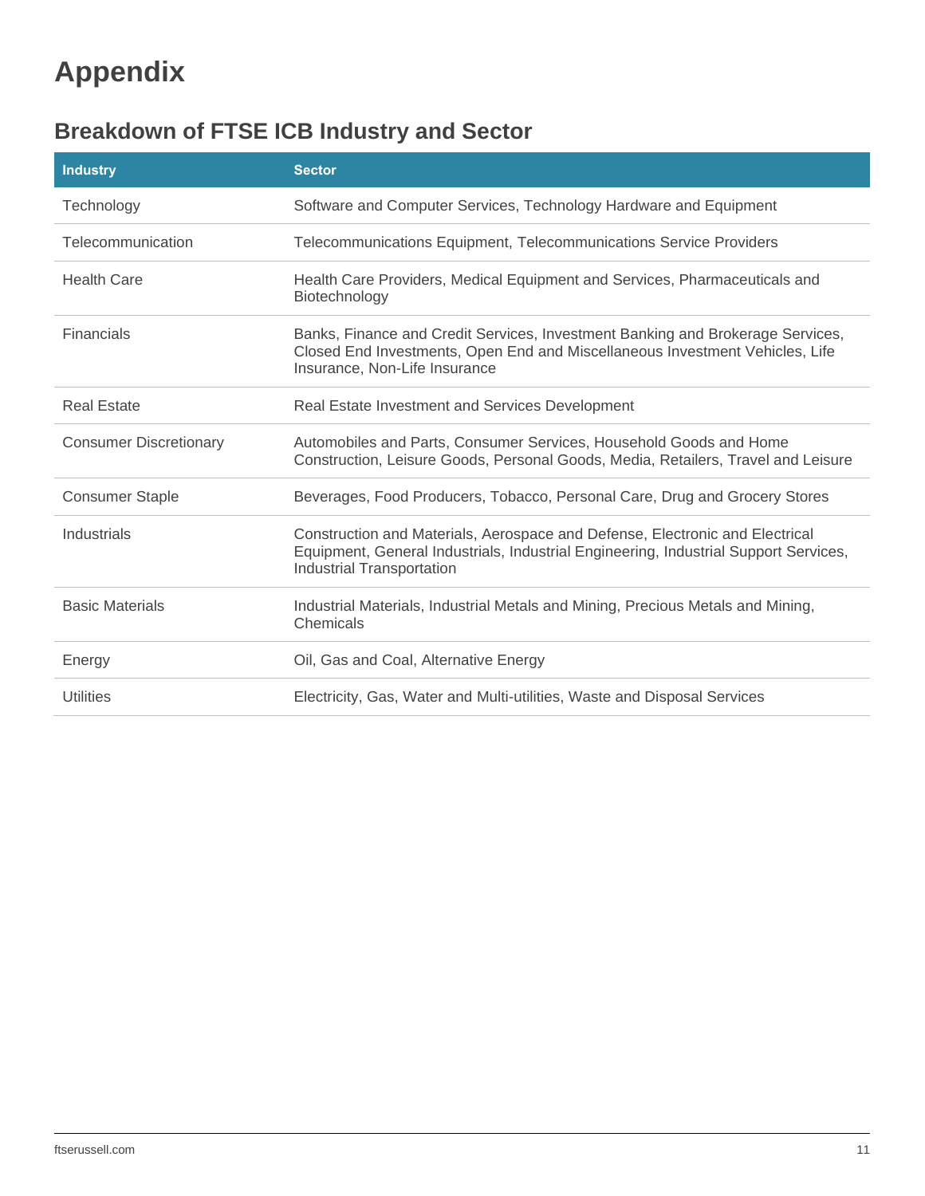# Appendix

## Breakdown of FTSE ICB Industry and Sector

| Industry | Sector |
|---|---|
| Technology | Software and Computer Services, Technology Hardware and Equipment |
| Telecommunication | Telecommunications Equipment, Telecommunications Service Providers |
| Health Care | Health Care Providers, Medical Equipment and Services, Pharmaceuticals and Biotechnology |
| Financials | Banks, Finance and Credit Services, Investment Banking and Brokerage Services, Closed End Investments, Open End and Miscellaneous Investment Vehicles, Life Insurance, Non-Life Insurance |
| Real Estate | Real Estate Investment and Services Development |
| Consumer Discretionary | Automobiles and Parts, Consumer Services, Household Goods and Home Construction, Leisure Goods, Personal Goods, Media, Retailers, Travel and Leisure |
| Consumer Staple | Beverages, Food Producers, Tobacco, Personal Care, Drug and Grocery Stores |
| Industrials | Construction and Materials, Aerospace and Defense, Electronic and Electrical Equipment, General Industrials, Industrial Engineering, Industrial Support Services, Industrial Transportation |
| Basic Materials | Industrial Materials, Industrial Metals and Mining, Precious Metals and Mining, Chemicals |
| Energy | Oil, Gas and Coal, Alternative Energy |
| Utilities | Electricity, Gas, Water and Multi-utilities, Waste and Disposal Services |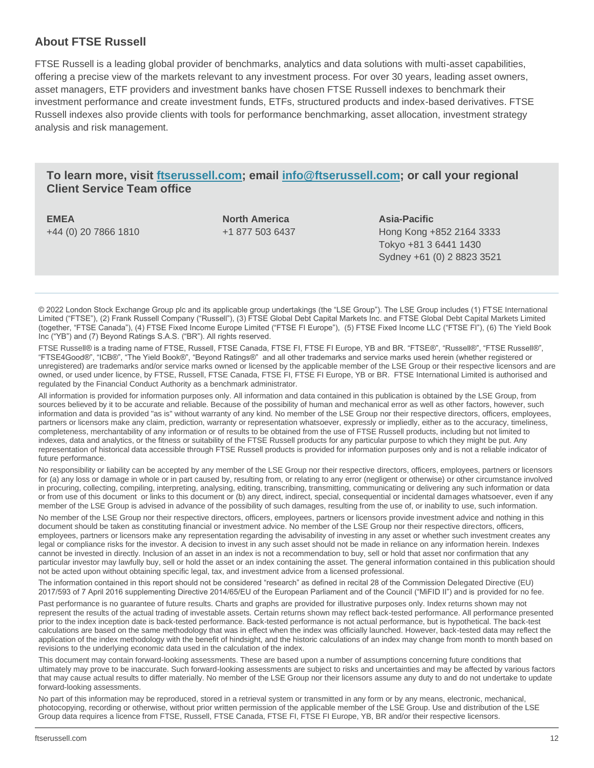## About FTSE Russell

FTSE Russell is a leading global provider of benchmarks, analytics and data solutions with multi-asset capabilities, offering a precise view of the markets relevant to any investment process. For over 30 years, leading asset owners, asset managers, ETF providers and investment banks have chosen FTSE Russell indexes to benchmark their investment performance and create investment funds, ETFs, structured products and index-based derivatives. FTSE Russell indexes also provide clients with tools for performance benchmarking, asset allocation, investment strategy analysis and risk management.

**To learn more, visit [ftserussell.com](https://www.ftserussell.com); email [info@ftserussell.com](mailto:info@ftserussell.com); or call your regional Client Service Team office**

**EMEA**
+44 (0) 20 7866 1810

**North America**
+1 877 503 6437

**Asia-Pacific**
Hong Kong +852 2164 3333
Tokyo +81 3 6441 1430
Sydney +61 (0) 2 8823 3521

© 2022 London Stock Exchange Group plc and its applicable group undertakings (the "LSE Group"). The LSE Group includes (1) FTSE International Limited ("FTSE"), (2) Frank Russell Company ("Russell"), (3) FTSE Global Debt Capital Markets Inc. and FTSE Global Debt Capital Markets Limited (together, "FTSE Canada"), (4) FTSE Fixed Income Europe Limited ("FTSE FI Europe"), (5) FTSE Fixed Income LLC ("FTSE FI"), (6) The Yield Book Inc ("YB") and (7) Beyond Ratings S.A.S. ("BR"). All rights reserved.

FTSE Russell® is a trading name of FTSE, Russell, FTSE Canada, FTSE FI, FTSE FI Europe, YB and BR. "FTSE®", "Russell®", "FTSE Russell®", "FTSE4Good®", "ICB®", "The Yield Book®", "Beyond Ratings®" and all other trademarks and service marks used herein (whether registered or unregistered) are trademarks and/or service marks owned or licensed by the applicable member of the LSE Group or their respective licensors and are owned, or used under licence, by FTSE, Russell, FTSE Canada, FTSE FI, FTSE FI Europe, YB or BR. FTSE International Limited is authorised and regulated by the Financial Conduct Authority as a benchmark administrator.

All information is provided for information purposes only. All information and data contained in this publication is obtained by the LSE Group, from sources believed by it to be accurate and reliable. Because of the possibility of human and mechanical error as well as other factors, however, such information and data is provided "as is" without warranty of any kind. No member of the LSE Group nor their respective directors, officers, employees, partners or licensors make any claim, prediction, warranty or representation whatsoever, expressly or impliedly, either as to the accuracy, timeliness, completeness, merchantability of any information or of results to be obtained from the use of FTSE Russell products, including but not limited to indexes, data and analytics, or the fitness or suitability of the FTSE Russell products for any particular purpose to which they might be put. Any representation of historical data accessible through FTSE Russell products is provided for information purposes only and is not a reliable indicator of future performance.

No responsibility or liability can be accepted by any member of the LSE Group nor their respective directors, officers, employees, partners or licensors for (a) any loss or damage in whole or in part caused by, resulting from, or relating to any error (negligent or otherwise) or other circumstance involved in procuring, collecting, compiling, interpreting, analysing, editing, transcribing, transmitting, communicating or delivering any such information or data or from use of this document or links to this document or (b) any direct, indirect, special, consequential or incidental damages whatsoever, even if any member of the LSE Group is advised in advance of the possibility of such damages, resulting from the use of, or inability to use, such information.

No member of the LSE Group nor their respective directors, officers, employees, partners or licensors provide investment advice and nothing in this document should be taken as constituting financial or investment advice. No member of the LSE Group nor their respective directors, officers, employees, partners or licensors make any representation regarding the advisability of investing in any asset or whether such investment creates any legal or compliance risks for the investor. A decision to invest in any such asset should not be made in reliance on any information herein. Indexes cannot be invested in directly. Inclusion of an asset in an index is not a recommendation to buy, sell or hold that asset nor confirmation that any particular investor may lawfully buy, sell or hold the asset or an index containing the asset. The general information contained in this publication should not be acted upon without obtaining specific legal, tax, and investment advice from a licensed professional.

The information contained in this report should not be considered "research" as defined in recital 28 of the Commission Delegated Directive (EU) 2017/593 of 7 April 2016 supplementing Directive 2014/65/EU of the European Parliament and of the Council ("MiFID II") and is provided for no fee.

Past performance is no guarantee of future results. Charts and graphs are provided for illustrative purposes only. Index returns shown may not represent the results of the actual trading of investable assets. Certain returns shown may reflect back-tested performance. All performance presented prior to the index inception date is back-tested performance. Back-tested performance is not actual performance, but is hypothetical. The back-test calculations are based on the same methodology that was in effect when the index was officially launched. However, back-tested data may reflect the application of the index methodology with the benefit of hindsight, and the historic calculations of an index may change from month to month based on revisions to the underlying economic data used in the calculation of the index.

This document may contain forward-looking assessments. These are based upon a number of assumptions concerning future conditions that ultimately may prove to be inaccurate. Such forward-looking assessments are subject to risks and uncertainties and may be affected by various factors that may cause actual results to differ materially. No member of the LSE Group nor their licensors assume any duty to and do not undertake to update forward-looking assessments.

No part of this information may be reproduced, stored in a retrieval system or transmitted in any form or by any means, electronic, mechanical, photocopying, recording or otherwise, without prior written permission of the applicable member of the LSE Group. Use and distribution of the LSE Group data requires a licence from FTSE, Russell, FTSE Canada, FTSE FI, FTSE FI Europe, YB, BR and/or their respective licensors.